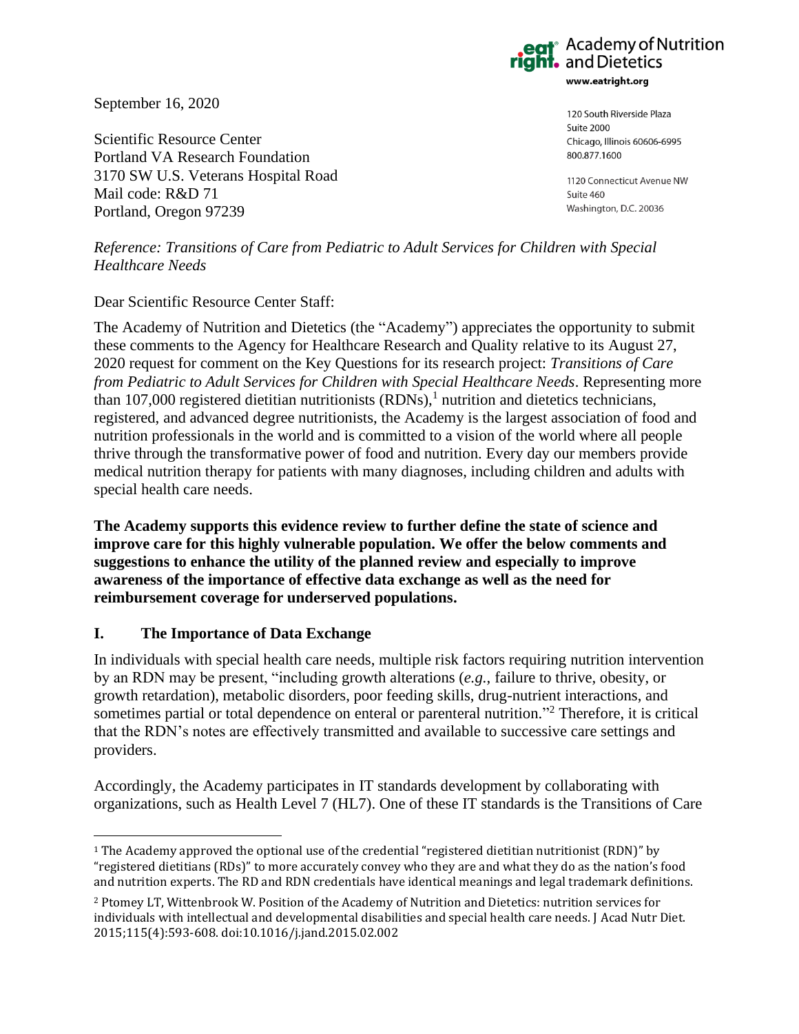Academy of Nutrition and Dietetics
www.eatright.org

120 South Riverside Plaza
Suite 2000
Chicago, Illinois 60606-6995
800.877.1600

1120 Connecticut Avenue NW
Suite 460
Washington, D.C. 20036

September 16, 2020

Scientific Resource Center
Portland VA Research Foundation
3170 SW U.S. Veterans Hospital Road
Mail code: R&D 71
Portland, Oregon 97239

*Reference: Transitions of Care from Pediatric to Adult Services for Children with Special Healthcare Needs*

Dear Scientific Resource Center Staff:

The Academy of Nutrition and Dietetics (the "Academy") appreciates the opportunity to submit these comments to the Agency for Healthcare Research and Quality relative to its August 27, 2020 request for comment on the Key Questions for its research project: *Transitions of Care from Pediatric to Adult Services for Children with Special Healthcare Needs*. Representing more than 107,000 registered dietitian nutritionists (RDNs),[1] nutrition and dietetics technicians, registered, and advanced degree nutritionists, the Academy is the largest association of food and nutrition professionals in the world and is committed to a vision of the world where all people thrive through the transformative power of food and nutrition. Every day our members provide medical nutrition therapy for patients with many diagnoses, including children and adults with special health care needs.

**The Academy supports this evidence review to further define the state of science and improve care for this highly vulnerable population. We offer the below comments and suggestions to enhance the utility of the planned review and especially to improve awareness of the importance of effective data exchange as well as the need for reimbursement coverage for underserved populations.**

## I. The Importance of Data Exchange

In individuals with special health care needs, multiple risk factors requiring nutrition intervention by an RDN may be present, "including growth alterations (*e.g.*, failure to thrive, obesity, or growth retardation), metabolic disorders, poor feeding skills, drug-nutrient interactions, and sometimes partial or total dependence on enteral or parenteral nutrition."[2] Therefore, it is critical that the RDN's notes are effectively transmitted and available to successive care settings and providers.

Accordingly, the Academy participates in IT standards development by collaborating with organizations, such as Health Level 7 (HL7). One of these IT standards is the Transitions of Care

---

[1] The Academy approved the optional use of the credential "registered dietitian nutritionist (RDN)" by "registered dietitians (RDs)" to more accurately convey who they are and what they do as the nation's food and nutrition experts. The RD and RDN credentials have identical meanings and legal trademark definitions.

[2] Ptomey LT, Wittenbrook W. Position of the Academy of Nutrition and Dietetics: nutrition services for individuals with intellectual and developmental disabilities and special health care needs. J Acad Nutr Diet. 2015;115(4):593-608. doi:10.1016/j.jand.2015.02.002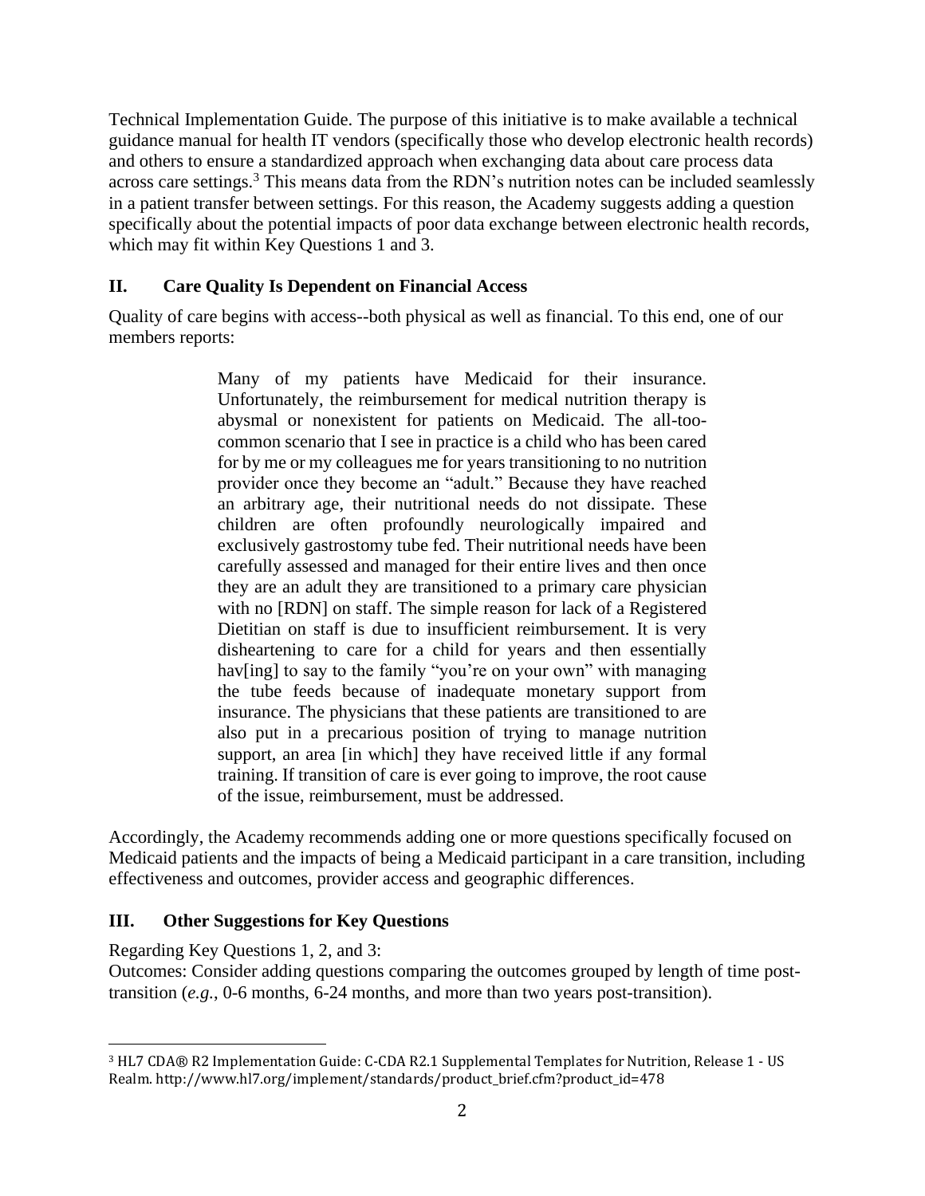Technical Implementation Guide. The purpose of this initiative is to make available a technical guidance manual for health IT vendors (specifically those who develop electronic health records) and others to ensure a standardized approach when exchanging data about care process data across care settings.[3] This means data from the RDN's nutrition notes can be included seamlessly in a patient transfer between settings. For this reason, the Academy suggests adding a question specifically about the potential impacts of poor data exchange between electronic health records, which may fit within Key Questions 1 and 3.

## II. Care Quality Is Dependent on Financial Access

Quality of care begins with access--both physical as well as financial. To this end, one of our members reports:

> Many of my patients have Medicaid for their insurance. Unfortunately, the reimbursement for medical nutrition therapy is abysmal or nonexistent for patients on Medicaid. The all-too-common scenario that I see in practice is a child who has been cared for by me or my colleagues me for years transitioning to no nutrition provider once they become an "adult." Because they have reached an arbitrary age, their nutritional needs do not dissipate. These children are often profoundly neurologically impaired and exclusively gastrostomy tube fed. Their nutritional needs have been carefully assessed and managed for their entire lives and then once they are an adult they are transitioned to a primary care physician with no [RDN] on staff. The simple reason for lack of a Registered Dietitian on staff is due to insufficient reimbursement. It is very disheartening to care for a child for years and then essentially hav[ing] to say to the family "you're on your own" with managing the tube feeds because of inadequate monetary support from insurance. The physicians that these patients are transitioned to are also put in a precarious position of trying to manage nutrition support, an area [in which] they have received little if any formal training. If transition of care is ever going to improve, the root cause of the issue, reimbursement, must be addressed.

Accordingly, the Academy recommends adding one or more questions specifically focused on Medicaid patients and the impacts of being a Medicaid participant in a care transition, including effectiveness and outcomes, provider access and geographic differences.

## III. Other Suggestions for Key Questions

Regarding Key Questions 1, 2, and 3:

Outcomes: Consider adding questions comparing the outcomes grouped by length of time post-transition (*e.g.*, 0-6 months, 6-24 months, and more than two years post-transition).

---

[3] HL7 CDA® R2 Implementation Guide: C-CDA R2.1 Supplemental Templates for Nutrition, Release 1 - US Realm. http://www.hl7.org/implement/standards/product_brief.cfm?product_id=478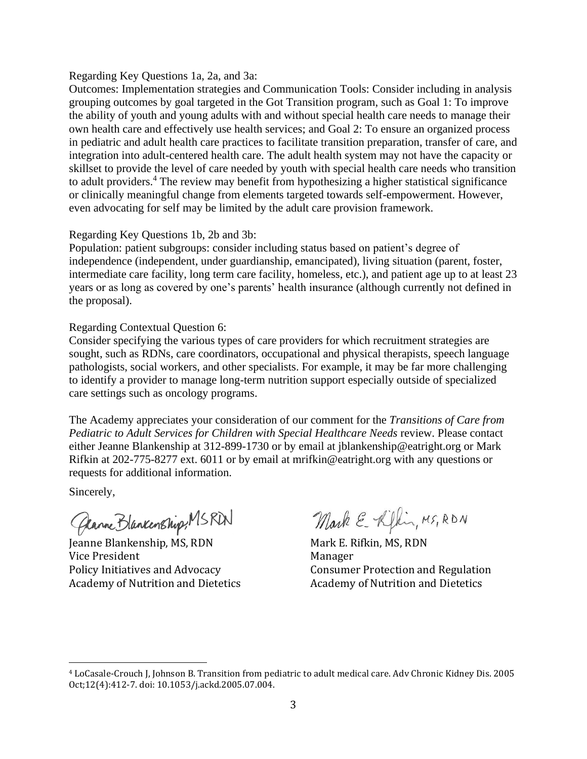Regarding Key Questions 1a, 2a, and 3a:

Outcomes: Implementation strategies and Communication Tools: Consider including in analysis grouping outcomes by goal targeted in the Got Transition program, such as Goal 1: To improve the ability of youth and young adults with and without special health care needs to manage their own health care and effectively use health services; and Goal 2: To ensure an organized process in pediatric and adult health care practices to facilitate transition preparation, transfer of care, and integration into adult-centered health care. The adult health system may not have the capacity or skillset to provide the level of care needed by youth with special health care needs who transition to adult providers.[4] The review may benefit from hypothesizing a higher statistical significance or clinically meaningful change from elements targeted towards self-empowerment. However, even advocating for self may be limited by the adult care provision framework.

Regarding Key Questions 1b, 2b and 3b:

Population: patient subgroups: consider including status based on patient's degree of independence (independent, under guardianship, emancipated), living situation (parent, foster, intermediate care facility, long term care facility, homeless, etc.), and patient age up to at least 23 years or as long as covered by one's parents' health insurance (although currently not defined in the proposal).

Regarding Contextual Question 6:

Consider specifying the various types of care providers for which recruitment strategies are sought, such as RDNs, care coordinators, occupational and physical therapists, speech language pathologists, social workers, and other specialists. For example, it may be far more challenging to identify a provider to manage long-term nutrition support especially outside of specialized care settings such as oncology programs.

The Academy appreciates your consideration of our comment for the *Transitions of Care from Pediatric to Adult Services for Children with Special Healthcare Needs* review. Please contact either Jeanne Blankenship at 312-899-1730 or by email at jblankenship@eatright.org or Mark Rifkin at 202-775-8277 ext. 6011 or by email at mrifkin@eatright.org with any questions or requests for additional information.

Sincerely,

Jeanne Blankenship, MS, RDN
Vice President
Policy Initiatives and Advocacy
Academy of Nutrition and Dietetics

Mark E. Rifkin, MS, RDN
Manager
Consumer Protection and Regulation
Academy of Nutrition and Dietetics

[4] LoCasale-Crouch J, Johnson B. Transition from pediatric to adult medical care. Adv Chronic Kidney Dis. 2005 Oct;12(4):412-7. doi: 10.1053/j.ackd.2005.07.004.